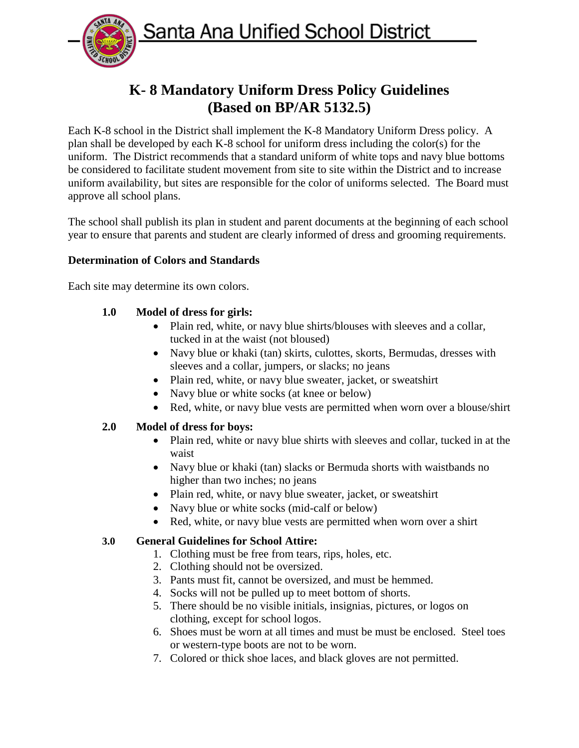Santa Ana Unified School District

# K- 8 Mandatory Uniform Dress Policy Guidelines (Based on BP/AR 5132.5)

Each K-8 school in the District shall implement the K-8 Mandatory Uniform Dress policy. A plan shall be developed by each K-8 school for uniform dress including the color(s) for the uniform. The District recommends that a standard uniform of white tops and navy blue bottoms be considered to facilitate student movement from site to site within the District and to increase uniform availability, but sites are responsible for the color of uniforms selected. The Board must approve all school plans.

The school shall publish its plan in student and parent documents at the beginning of each school year to ensure that parents and student are clearly informed of dress and grooming requirements.

**Determination of Colors and Standards**

Each site may determine its own colors.

**1.0 Model of dress for girls:**

- Plain red, white, or navy blue shirts/blouses with sleeves and a collar, tucked in at the waist (not bloused)
- Navy blue or khaki (tan) skirts, culottes, skorts, Bermudas, dresses with sleeves and a collar, jumpers, or slacks; no jeans
- Plain red, white, or navy blue sweater, jacket, or sweatshirt
- Navy blue or white socks (at knee or below)
- Red, white, or navy blue vests are permitted when worn over a blouse/shirt

**2.0 Model of dress for boys:**

- Plain red, white or navy blue shirts with sleeves and collar, tucked in at the waist
- Navy blue or khaki (tan) slacks or Bermuda shorts with waistbands no higher than two inches; no jeans
- Plain red, white, or navy blue sweater, jacket, or sweatshirt
- Navy blue or white socks (mid-calf or below)
- Red, white, or navy blue vests are permitted when worn over a shirt

**3.0 General Guidelines for School Attire:**

1. Clothing must be free from tears, rips, holes, etc.
2. Clothing should not be oversized.
3. Pants must fit, cannot be oversized, and must be hemmed.
4. Socks will not be pulled up to meet bottom of shorts.
5. There should be no visible initials, insignias, pictures, or logos on clothing, except for school logos.
6. Shoes must be worn at all times and must be must be enclosed. Steel toes or western-type boots are not to be worn.
7. Colored or thick shoe laces, and black gloves are not permitted.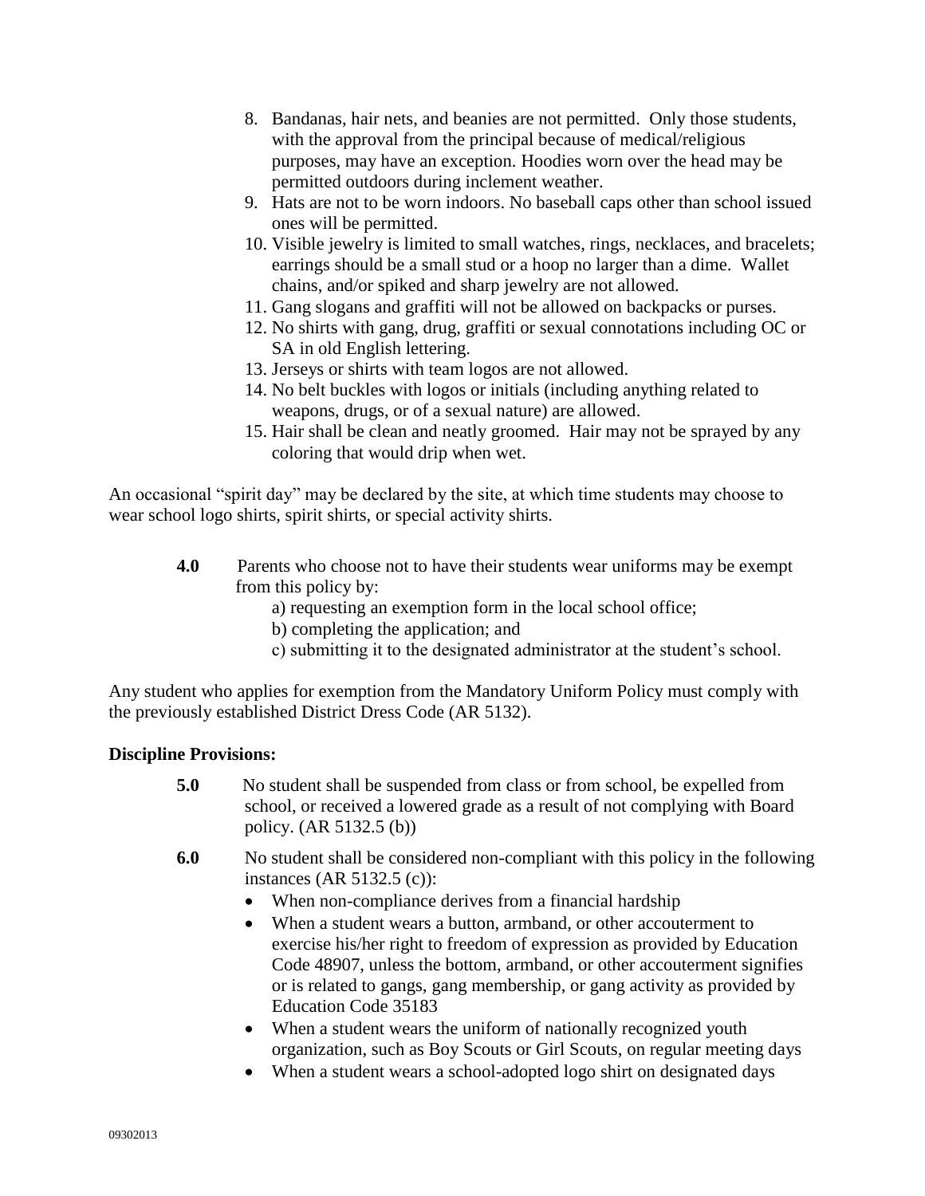8. Bandanas, hair nets, and beanies are not permitted. Only those students, with the approval from the principal because of medical/religious purposes, may have an exception. Hoodies worn over the head may be permitted outdoors during inclement weather.
9. Hats are not to be worn indoors. No baseball caps other than school issued ones will be permitted.
10. Visible jewelry is limited to small watches, rings, necklaces, and bracelets; earrings should be a small stud or a hoop no larger than a dime. Wallet chains, and/or spiked and sharp jewelry are not allowed.
11. Gang slogans and graffiti will not be allowed on backpacks or purses.
12. No shirts with gang, drug, graffiti or sexual connotations including OC or SA in old English lettering.
13. Jerseys or shirts with team logos are not allowed.
14. No belt buckles with logos or initials (including anything related to weapons, drugs, or of a sexual nature) are allowed.
15. Hair shall be clean and neatly groomed. Hair may not be sprayed by any coloring that would drip when wet.

An occasional "spirit day" may be declared by the site, at which time students may choose to wear school logo shirts, spirit shirts, or special activity shirts.

**4.0** Parents who choose not to have their students wear uniforms may be exempt from this policy by:

a) requesting an exemption form in the local school office;
b) completing the application; and
c) submitting it to the designated administrator at the student's school.

Any student who applies for exemption from the Mandatory Uniform Policy must comply with the previously established District Dress Code (AR 5132).

**Discipline Provisions:**

**5.0** No student shall be suspended from class or from school, be expelled from school, or received a lowered grade as a result of not complying with Board policy. (AR 5132.5 (b))

**6.0** No student shall be considered non-compliant with this policy in the following instances (AR 5132.5 (c)):

- When non-compliance derives from a financial hardship
- When a student wears a button, armband, or other accouterment to exercise his/her right to freedom of expression as provided by Education Code 48907, unless the bottom, armband, or other accouterment signifies or is related to gangs, gang membership, or gang activity as provided by Education Code 35183
- When a student wears the uniform of nationally recognized youth organization, such as Boy Scouts or Girl Scouts, on regular meeting days
- When a student wears a school-adopted logo shirt on designated days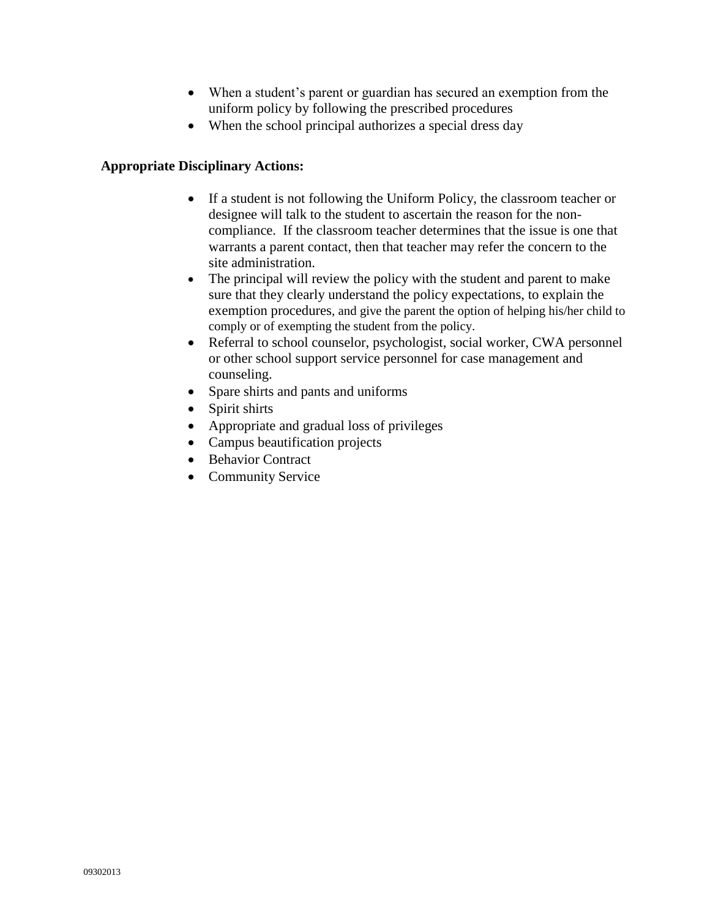- When a student's parent or guardian has secured an exemption from the uniform policy by following the prescribed procedures
- When the school principal authorizes a special dress day

**Appropriate Disciplinary Actions:**

- If a student is not following the Uniform Policy, the classroom teacher or designee will talk to the student to ascertain the reason for the non-compliance. If the classroom teacher determines that the issue is one that warrants a parent contact, then that teacher may refer the concern to the site administration.
- The principal will review the policy with the student and parent to make sure that they clearly understand the policy expectations, to explain the exemption procedures, and give the parent the option of helping his/her child to comply or of exempting the student from the policy.
- Referral to school counselor, psychologist, social worker, CWA personnel or other school support service personnel for case management and counseling.
- Spare shirts and pants and uniforms
- Spirit shirts
- Appropriate and gradual loss of privileges
- Campus beautification projects
- Behavior Contract
- Community Service

09302013